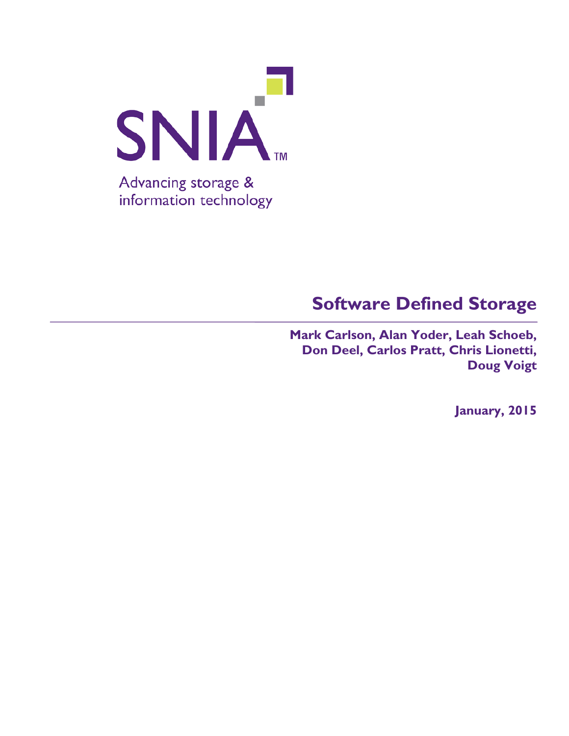SNIA™

Advancing storage & information technology

# Software Defined Storage

**Mark Carlson, Alan Yoder, Leah Schoeb, Don Deel, Carlos Pratt, Chris Lionetti, Doug Voigt**

**January, 2015**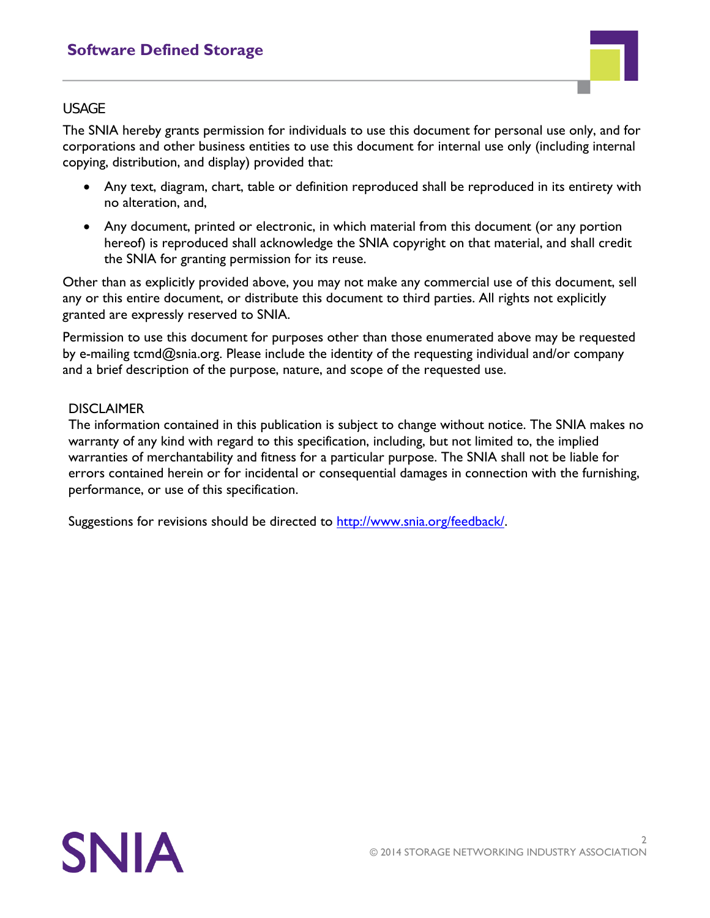## USAGE

The SNIA hereby grants permission for individuals to use this document for personal use only, and for corporations and other business entities to use this document for internal use only (including internal copying, distribution, and display) provided that:

- Any text, diagram, chart, table or definition reproduced shall be reproduced in its entirety with no alteration, and,
- Any document, printed or electronic, in which material from this document (or any portion hereof) is reproduced shall acknowledge the SNIA copyright on that material, and shall credit the SNIA for granting permission for its reuse.

Other than as explicitly provided above, you may not make any commercial use of this document, sell any or this entire document, or distribute this document to third parties. All rights not explicitly granted are expressly reserved to SNIA.

Permission to use this document for purposes other than those enumerated above may be requested by e-mailing tcmd@snia.org. Please include the identity of the requesting individual and/or company and a brief description of the purpose, nature, and scope of the requested use.

## DISCLAIMER

The information contained in this publication is subject to change without notice. The SNIA makes no warranty of any kind with regard to this specification, including, but not limited to, the implied warranties of merchantability and fitness for a particular purpose. The SNIA shall not be liable for errors contained herein or for incidental or consequential damages in connection with the furnishing, performance, or use of this specification.

Suggestions for revisions should be directed to [http://www.snia.org/feedback/](http://www.snia.org/feedback/).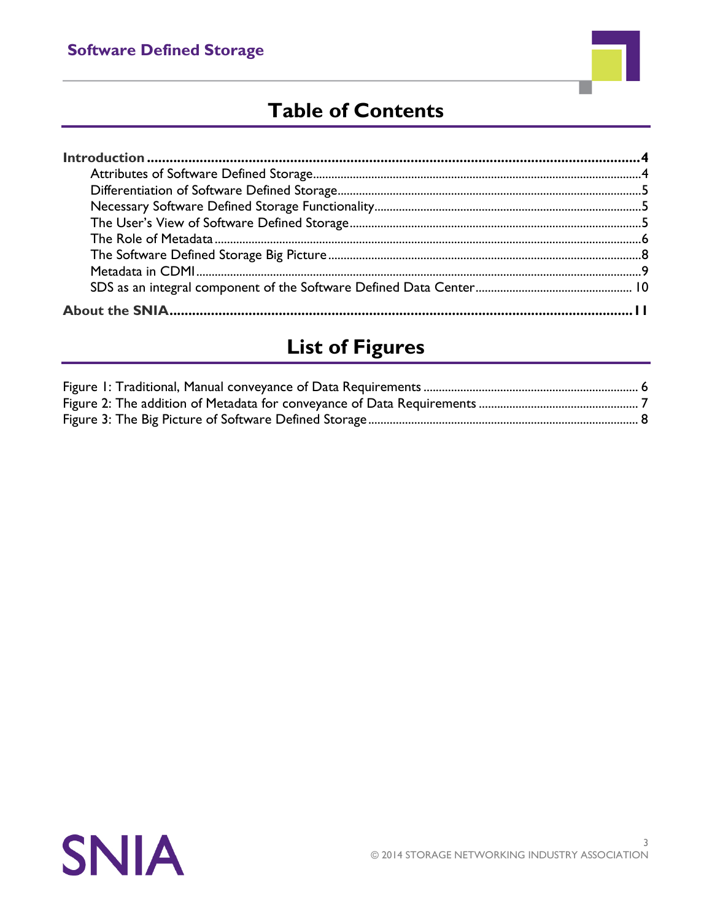# Table of Contents

**Introduction** ........................................................................................................................ **4**
- Attributes of Software Defined Storage ........................................................................................ 4
- Differentiation of Software Defined Storage ................................................................................. 5
- Necessary Software Defined Storage Functionality ..................................................................... 5
- The User's View of Software Defined Storage ............................................................................. 5
- The Role of Metadata ................................................................................................................... 6
- The Software Defined Storage Big Picture .................................................................................. 8
- Metadata in CDMI ........................................................................................................................ 9
- SDS as an integral component of the Software Defined Data Center .......................................... 10

**About the SNIA** .................................................................................................................. **11**

# List of Figures

Figure 1: Traditional, Manual conveyance of Data Requirements ..................................................... 6
Figure 2: The addition of Metadata for conveyance of Data Requirements ........................................ 7
Figure 3: The Big Picture of Software Defined Storage ...................................................................... 8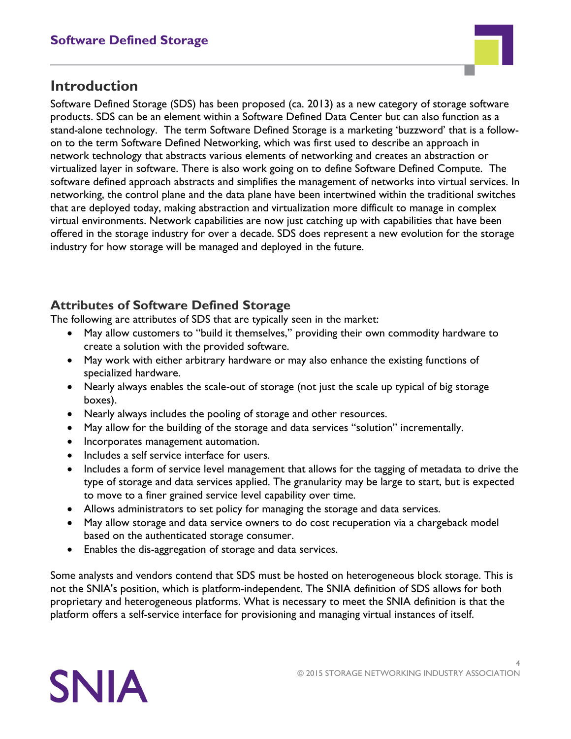## Introduction

Software Defined Storage (SDS) has been proposed (ca. 2013) as a new category of storage software products. SDS can be an element within a Software Defined Data Center but can also function as a stand-alone technology. The term Software Defined Storage is a marketing 'buzzword' that is a follow-on to the term Software Defined Networking, which was first used to describe an approach in network technology that abstracts various elements of networking and creates an abstraction or virtualized layer in software. There is also work going on to define Software Defined Compute. The software defined approach abstracts and simplifies the management of networks into virtual services. In networking, the control plane and the data plane have been intertwined within the traditional switches that are deployed today, making abstraction and virtualization more difficult to manage in complex virtual environments. Network capabilities are now just catching up with capabilities that have been offered in the storage industry for over a decade. SDS does represent a new evolution for the storage industry for how storage will be managed and deployed in the future.

### Attributes of Software Defined Storage

The following are attributes of SDS that are typically seen in the market:

- May allow customers to "build it themselves," providing their own commodity hardware to create a solution with the provided software.
- May work with either arbitrary hardware or may also enhance the existing functions of specialized hardware.
- Nearly always enables the scale-out of storage (not just the scale up typical of big storage boxes).
- Nearly always includes the pooling of storage and other resources.
- May allow for the building of the storage and data services "solution" incrementally.
- Incorporates management automation.
- Includes a self service interface for users.
- Includes a form of service level management that allows for the tagging of metadata to drive the type of storage and data services applied. The granularity may be large to start, but is expected to move to a finer grained service level capability over time.
- Allows administrators to set policy for managing the storage and data services.
- May allow storage and data service owners to do cost recuperation via a chargeback model based on the authenticated storage consumer.
- Enables the dis-aggregation of storage and data services.

Some analysts and vendors contend that SDS must be hosted on heterogeneous block storage. This is not the SNIA's position, which is platform-independent. The SNIA definition of SDS allows for both proprietary and heterogeneous platforms. What is necessary to meet the SNIA definition is that the platform offers a self-service interface for provisioning and managing virtual instances of itself.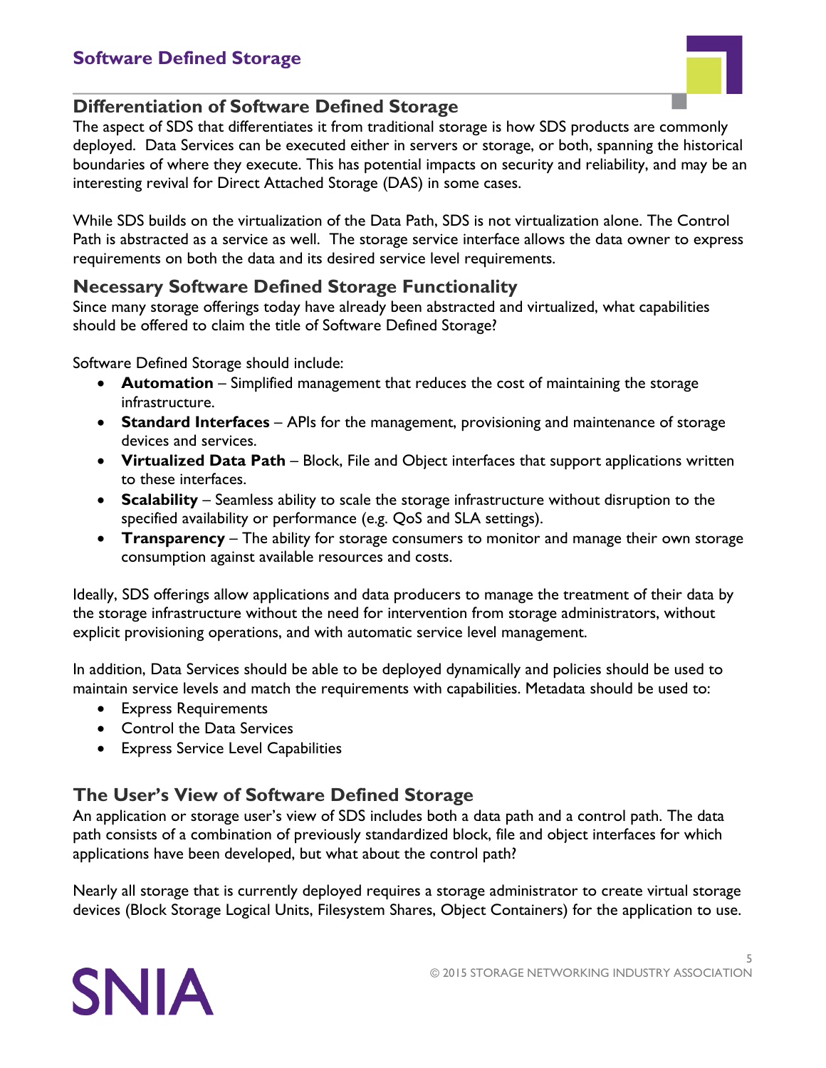## Differentiation of Software Defined Storage

The aspect of SDS that differentiates it from traditional storage is how SDS products are commonly deployed. Data Services can be executed either in servers or storage, or both, spanning the historical boundaries of where they execute. This has potential impacts on security and reliability, and may be an interesting revival for Direct Attached Storage (DAS) in some cases.

While SDS builds on the virtualization of the Data Path, SDS is not virtualization alone. The Control Path is abstracted as a service as well. The storage service interface allows the data owner to express requirements on both the data and its desired service level requirements.

## Necessary Software Defined Storage Functionality

Since many storage offerings today have already been abstracted and virtualized, what capabilities should be offered to claim the title of Software Defined Storage?

Software Defined Storage should include:

- **Automation** – Simplified management that reduces the cost of maintaining the storage infrastructure.
- **Standard Interfaces** – APIs for the management, provisioning and maintenance of storage devices and services.
- **Virtualized Data Path** – Block, File and Object interfaces that support applications written to these interfaces.
- **Scalability** – Seamless ability to scale the storage infrastructure without disruption to the specified availability or performance (e.g. QoS and SLA settings).
- **Transparency** – The ability for storage consumers to monitor and manage their own storage consumption against available resources and costs.

Ideally, SDS offerings allow applications and data producers to manage the treatment of their data by the storage infrastructure without the need for intervention from storage administrators, without explicit provisioning operations, and with automatic service level management.

In addition, Data Services should be able to be deployed dynamically and policies should be used to maintain service levels and match the requirements with capabilities. Metadata should be used to:

- Express Requirements
- Control the Data Services
- Express Service Level Capabilities

## The User's View of Software Defined Storage

An application or storage user's view of SDS includes both a data path and a control path. The data path consists of a combination of previously standardized block, file and object interfaces for which applications have been developed, but what about the control path?

Nearly all storage that is currently deployed requires a storage administrator to create virtual storage devices (Block Storage Logical Units, Filesystem Shares, Object Containers) for the application to use.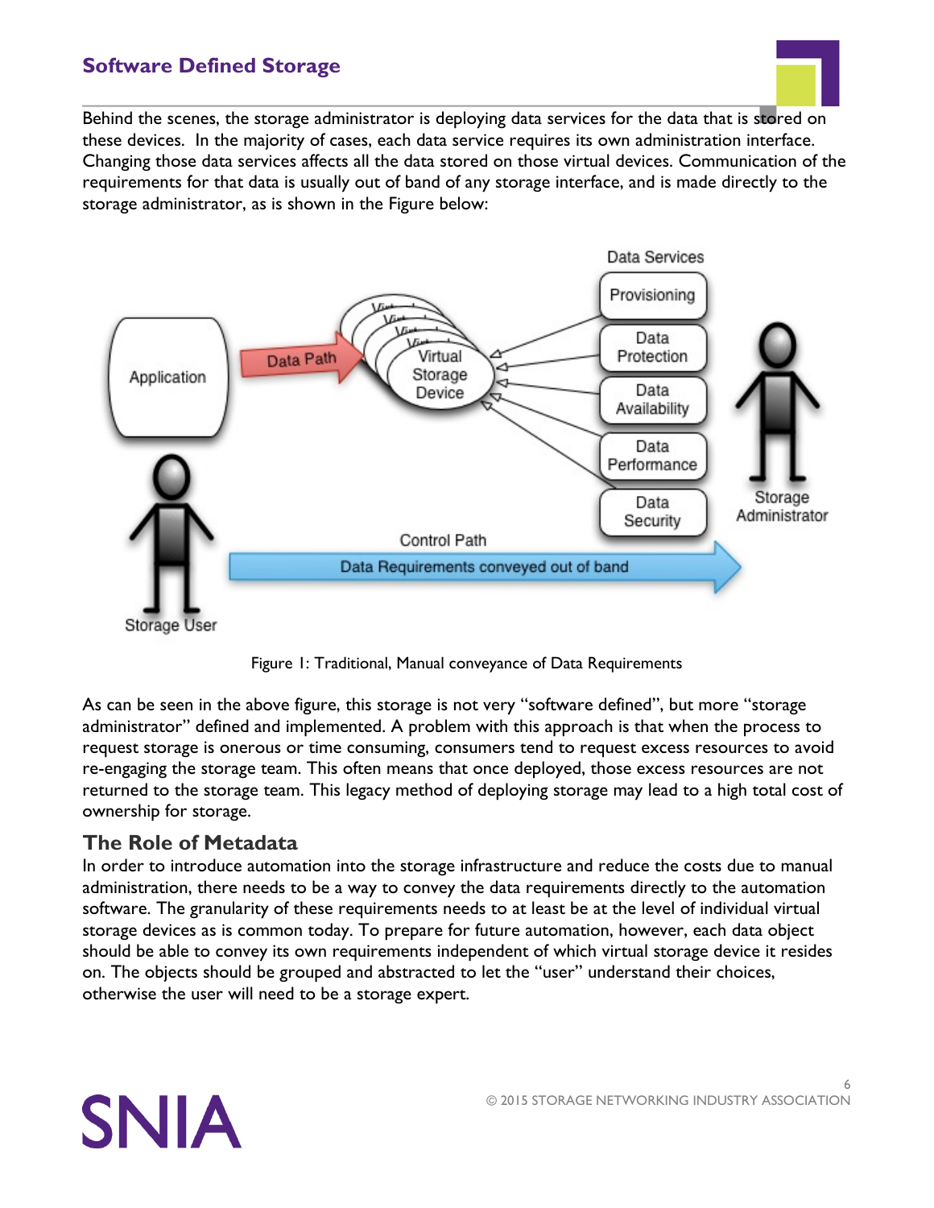Behind the scenes, the storage administrator is deploying data services for the data that is stored on these devices. In the majority of cases, each data service requires its own administration interface. Changing those data services affects all the data stored on those virtual devices. Communication of the requirements for that data is usually out of band of any storage interface, and is made directly to the storage administrator, as is shown in the Figure below:

Figure 1: Traditional, Manual conveyance of Data Requirements

As can be seen in the above figure, this storage is not very "software defined", but more "storage administrator" defined and implemented. A problem with this approach is that when the process to request storage is onerous or time consuming, consumers tend to request excess resources to avoid re-engaging the storage team. This often means that once deployed, those excess resources are not returned to the storage team. This legacy method of deploying storage may lead to a high total cost of ownership for storage.

## The Role of Metadata

In order to introduce automation into the storage infrastructure and reduce the costs due to manual administration, there needs to be a way to convey the data requirements directly to the automation software. The granularity of these requirements needs to at least be at the level of individual virtual storage devices as is common today. To prepare for future automation, however, each data object should be able to convey its own requirements independent of which virtual storage device it resides on. The objects should be grouped and abstracted to let the "user" understand their choices, otherwise the user will need to be a storage expert.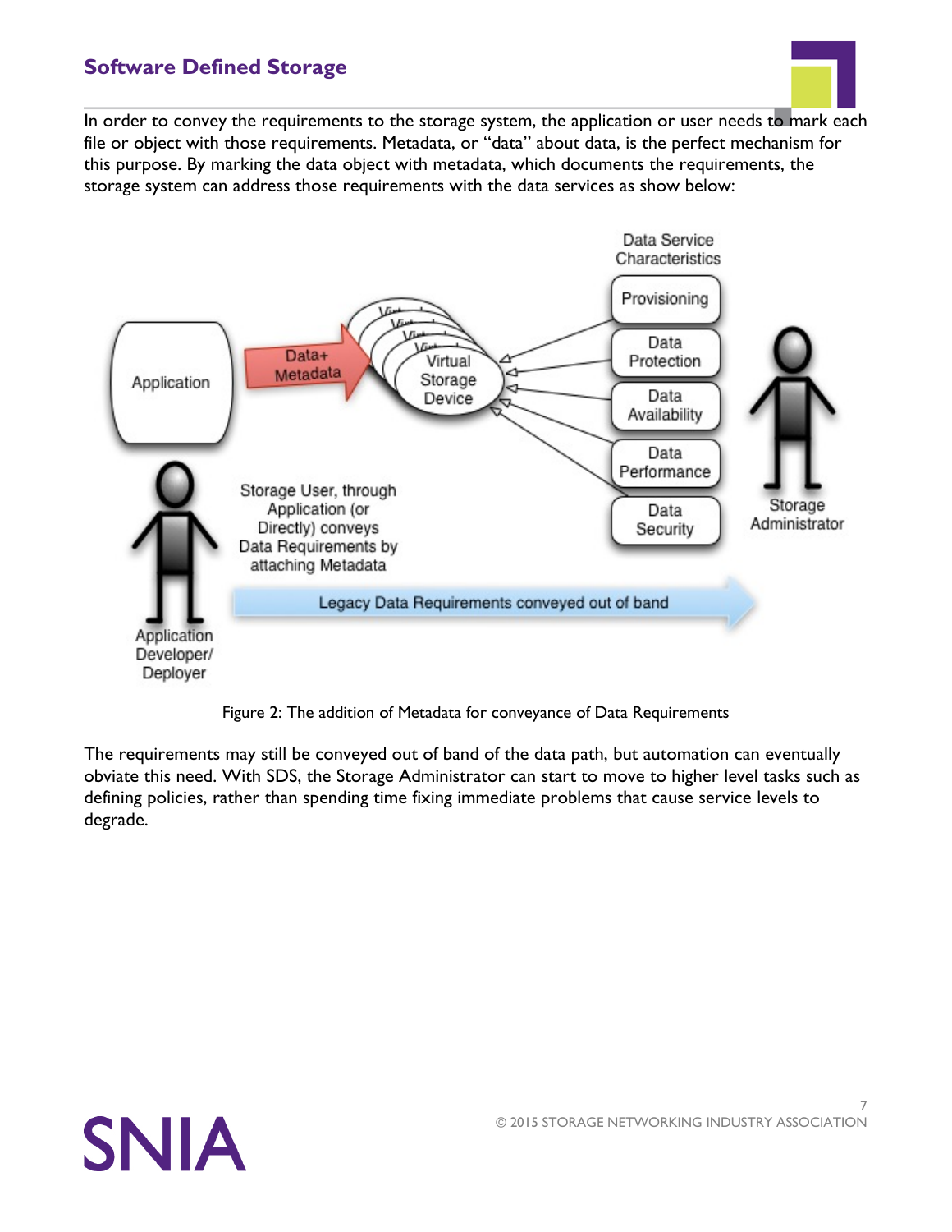In order to convey the requirements to the storage system, the application or user needs to mark each file or object with those requirements. Metadata, or "data" about data, is the perfect mechanism for this purpose. By marking the data object with metadata, which documents the requirements, the storage system can address those requirements with the data services as show below:

Figure 2: The addition of Metadata for conveyance of Data Requirements

The requirements may still be conveyed out of band of the data path, but automation can eventually obviate this need. With SDS, the Storage Administrator can start to move to higher level tasks such as defining policies, rather than spending time fixing immediate problems that cause service levels to degrade.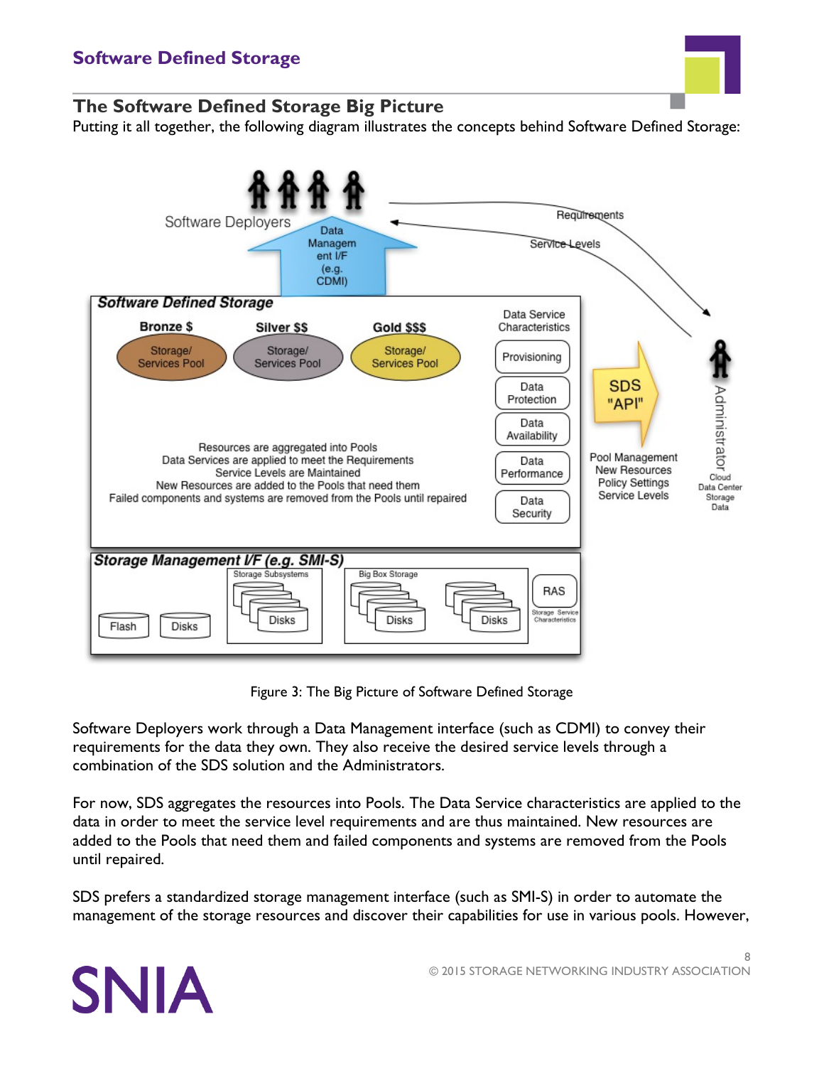## The Software Defined Storage Big Picture

Putting it all together, the following diagram illustrates the concepts behind Software Defined Storage:

Figure 3: The Big Picture of Software Defined Storage

Software Deployers work through a Data Management interface (such as CDMI) to convey their requirements for the data they own. They also receive the desired service levels through a combination of the SDS solution and the Administrators.

For now, SDS aggregates the resources into Pools. The Data Service characteristics are applied to the data in order to meet the service level requirements and are thus maintained. New resources are added to the Pools that need them and failed components and systems are removed from the Pools until repaired.

SDS prefers a standardized storage management interface (such as SMI-S) in order to automate the management of the storage resources and discover their capabilities for use in various pools. However,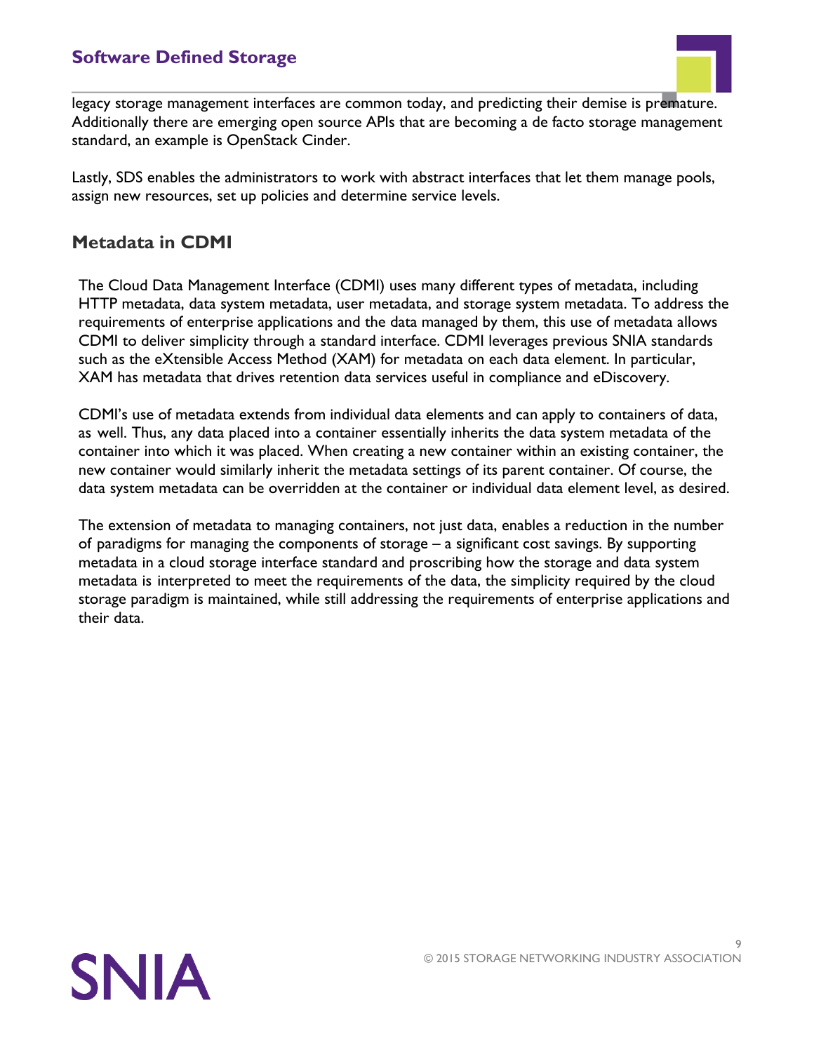legacy storage management interfaces are common today, and predicting their demise is premature. Additionally there are emerging open source APIs that are becoming a de facto storage management standard, an example is OpenStack Cinder.

Lastly, SDS enables the administrators to work with abstract interfaces that let them manage pools, assign new resources, set up policies and determine service levels.

## Metadata in CDMI

The Cloud Data Management Interface (CDMI) uses many different types of metadata, including HTTP metadata, data system metadata, user metadata, and storage system metadata. To address the requirements of enterprise applications and the data managed by them, this use of metadata allows CDMI to deliver simplicity through a standard interface. CDMI leverages previous SNIA standards such as the eXtensible Access Method (XAM) for metadata on each data element. In particular, XAM has metadata that drives retention data services useful in compliance and eDiscovery.

CDMI's use of metadata extends from individual data elements and can apply to containers of data, as well. Thus, any data placed into a container essentially inherits the data system metadata of the container into which it was placed. When creating a new container within an existing container, the new container would similarly inherit the metadata settings of its parent container. Of course, the data system metadata can be overridden at the container or individual data element level, as desired.

The extension of metadata to managing containers, not just data, enables a reduction in the number of paradigms for managing the components of storage – a significant cost savings. By supporting metadata in a cloud storage interface standard and proscribing how the storage and data system metadata is interpreted to meet the requirements of the data, the simplicity required by the cloud storage paradigm is maintained, while still addressing the requirements of enterprise applications and their data.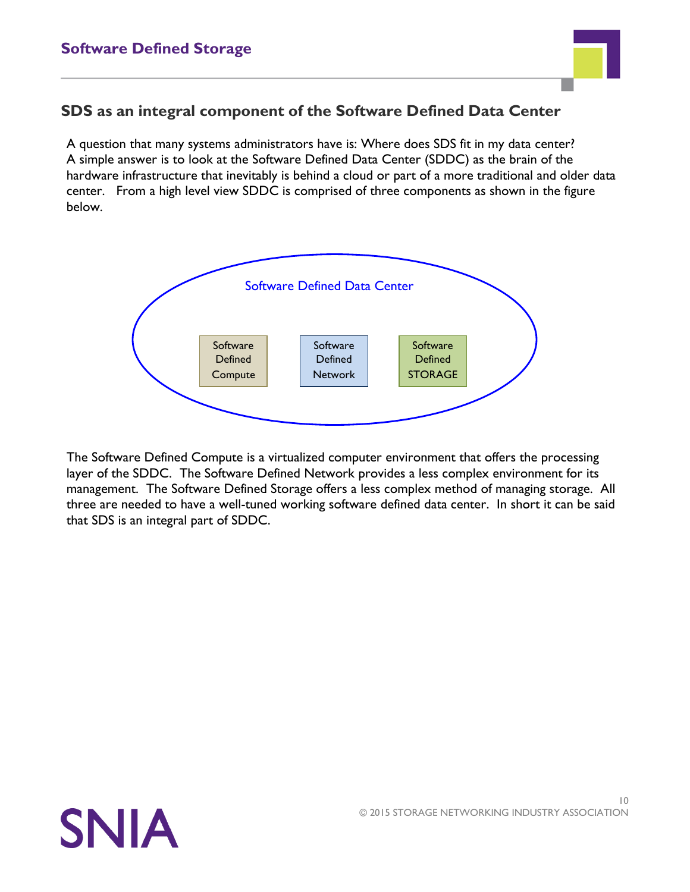## SDS as an integral component of the Software Defined Data Center

A question that many systems administrators have is: Where does SDS fit in my data center? A simple answer is to look at the Software Defined Data Center (SDDC) as the brain of the hardware infrastructure that inevitably is behind a cloud or part of a more traditional and older data center. From a high level view SDDC is comprised of three components as shown in the figure below.

Software Defined Data Center

Software Defined Compute | Software Defined Network | Software Defined STORAGE

The Software Defined Compute is a virtualized computer environment that offers the processing layer of the SDDC. The Software Defined Network provides a less complex environment for its management. The Software Defined Storage offers a less complex method of managing storage. All three are needed to have a well-tuned working software defined data center. In short it can be said that SDS is an integral part of SDDC.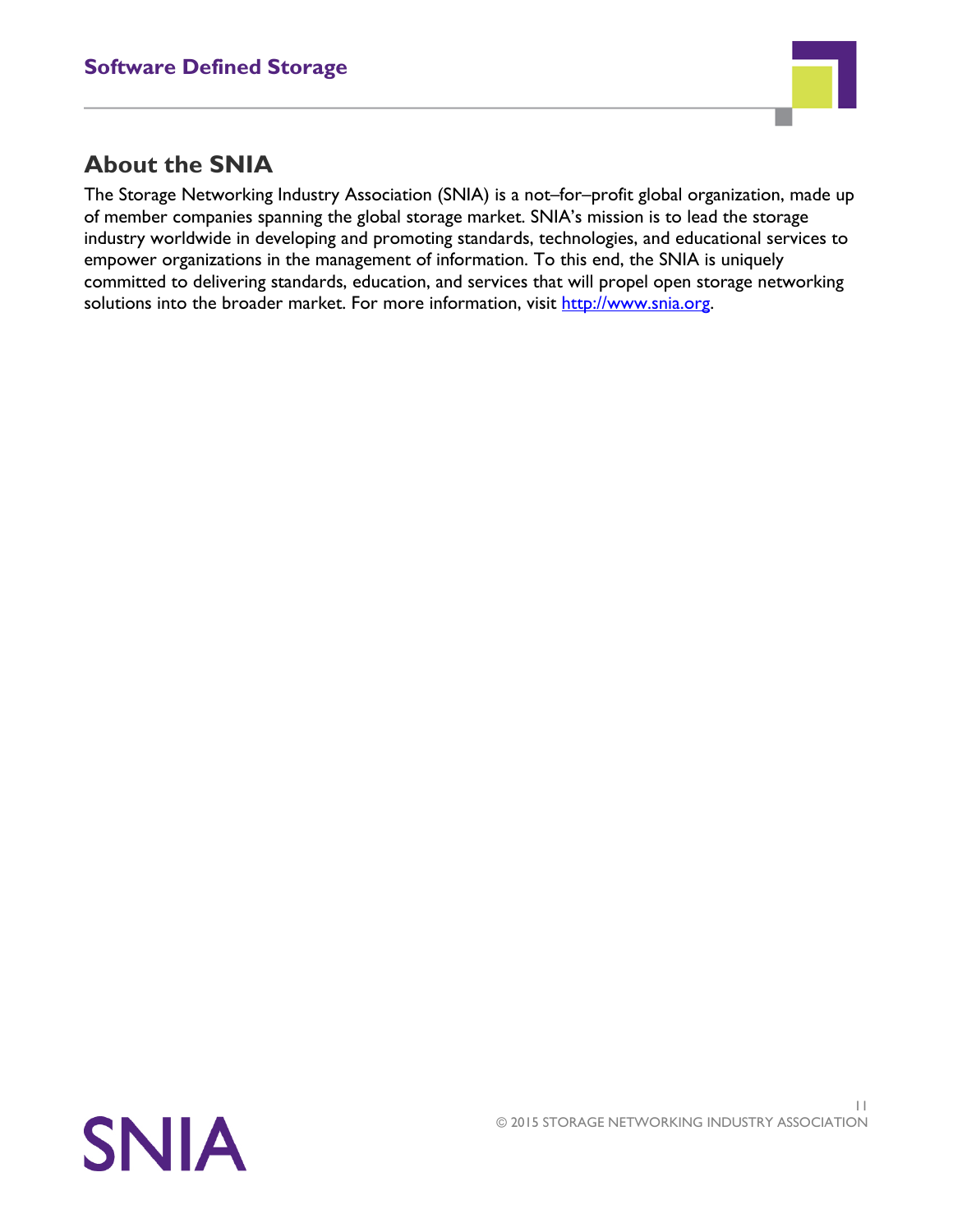## About the SNIA

The Storage Networking Industry Association (SNIA) is a not–for–profit global organization, made up of member companies spanning the global storage market. SNIA's mission is to lead the storage industry worldwide in developing and promoting standards, technologies, and educational services to empower organizations in the management of information. To this end, the SNIA is uniquely committed to delivering standards, education, and services that will propel open storage networking solutions into the broader market. For more information, visit http://www.snia.org.